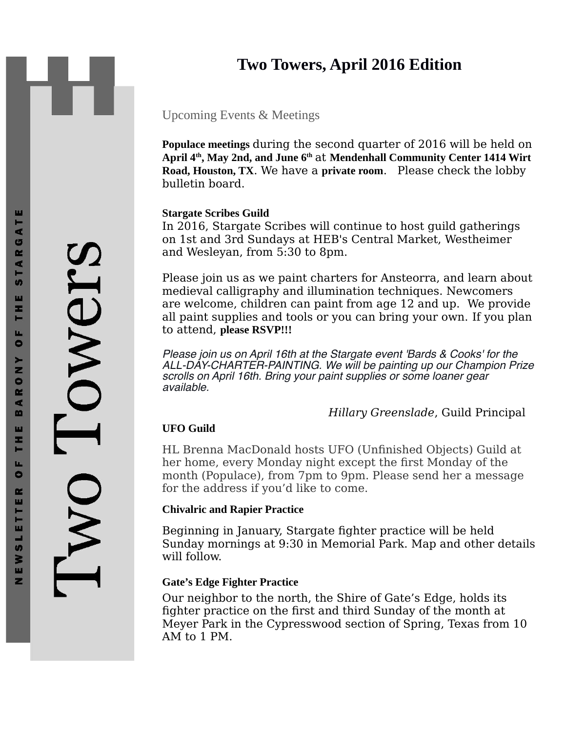# Two Towers, April 2016 Edition

Two Towers

NEWSLETTER OF THE BARONY OF THE STARGATE

## Upcoming Events & Meetings

**Populace meetings** during the second quarter of 2016 will be held on **April 4th, May 2nd, and June 6th** at **Mendenhall Community Center 1414 Wirt Road, Houston, TX**. We have a **private room**. Please check the lobby bulletin board.

### Stargate Scribes Guild

In 2016, Stargate Scribes will continue to host guild gatherings on 1st and 3rd Sundays at HEB's Central Market, Westheimer and Wesleyan, from 5:30 to 8pm.

Please join us as we paint charters for Ansteorra, and learn about medieval calligraphy and illumination techniques. Newcomers are welcome, children can paint from age 12 and up. We provide all paint supplies and tools or you can bring your own. If you plan to attend, **please RSVP!!!**

*Please join us on April 16th at the Stargate event 'Bards & Cooks' for the ALL-DAY-CHARTER-PAINTING. We will be painting up our Champion Prize scrolls on April 16th. Bring your paint supplies or some loaner gear available.*

*Hillary Greenslade*, Guild Principal

### UFO Guild

HL Brenna MacDonald hosts UFO (Unfinished Objects) Guild at her home, every Monday night except the first Monday of the month (Populace), from 7pm to 9pm. Please send her a message for the address if you'd like to come.

### Chivalric and Rapier Practice

Beginning in January, Stargate fighter practice will be held Sunday mornings at 9:30 in Memorial Park. Map and other details will follow.

### Gate's Edge Fighter Practice

Our neighbor to the north, the Shire of Gate's Edge, holds its fighter practice on the first and third Sunday of the month at Meyer Park in the Cypresswood section of Spring, Texas from 10 AM to 1 PM.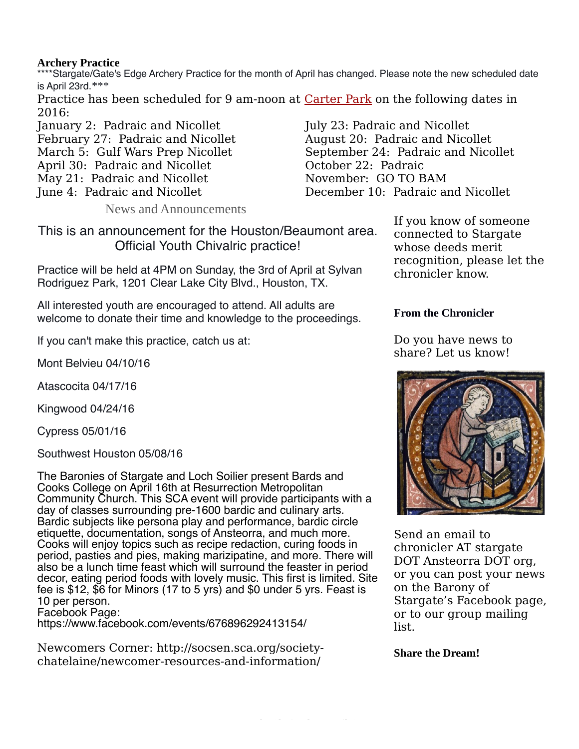**Archery Practice**

****Stargate/Gate's Edge Archery Practice for the month of April has changed. Please note the new scheduled date is April 23rd.***

Practice has been scheduled for 9 am-noon at Carter Park on the following dates in 2016:

January 2: Padraic and Nicollet
February 27: Padraic and Nicollet
March 5: Gulf Wars Prep Nicollet
April 30: Padraic and Nicollet
May 21: Padraic and Nicollet
June 4: Padraic and Nicollet
July 23: Padraic and Nicollet
August 20: Padraic and Nicollet
September 24: Padraic and Nicollet
October 22: Padraic
November: GO TO BAM
December 10: Padraic and Nicollet

## News and Announcements

This is an announcement for the Houston/Beaumont area. Official Youth Chivalric practice!

Practice will be held at 4PM on Sunday, the 3rd of April at Sylvan Rodriguez Park, 1201 Clear Lake City Blvd., Houston, TX.

All interested youth are encouraged to attend. All adults are welcome to donate their time and knowledge to the proceedings.

If you can't make this practice, catch us at:

Mont Belvieu 04/10/16

Atascocita 04/17/16

Kingwood 04/24/16

Cypress 05/01/16

Southwest Houston 05/08/16

The Baronies of Stargate and Loch Soilier present Bards and Cooks College on April 16th at Resurrection Metropolitan Community Church. This SCA event will provide participants with a day of classes surrounding pre-1600 bardic and culinary arts. Bardic subjects like persona play and performance, bardic circle etiquette, documentation, songs of Ansteorra, and much more. Cooks will enjoy topics such as recipe redaction, curing foods in period, pasties and pies, making marizipatine, and more. There will also be a lunch time feast which will surround the feaster in period decor, eating period foods with lovely music. This first is limited. Site fee is $12, $6 for Minors (17 to 5 yrs) and $0 under 5 yrs. Feast is 10 per person.
Facebook Page:
https://www.facebook.com/events/676896292413154/

Newcomers Corner: http://socsen.sca.org/society-chatelaine/newcomer-resources-and-information/

If you know of someone connected to Stargate whose deeds merit recognition, please let the chronicler know.

**From the Chronicler**

Do you have news to share? Let us know!

Send an email to chronicler AT stargate DOT Ansteorra DOT org, or you can post your news on the Barony of Stargate's Facebook page, or to our group mailing list.

**Share the Dream!**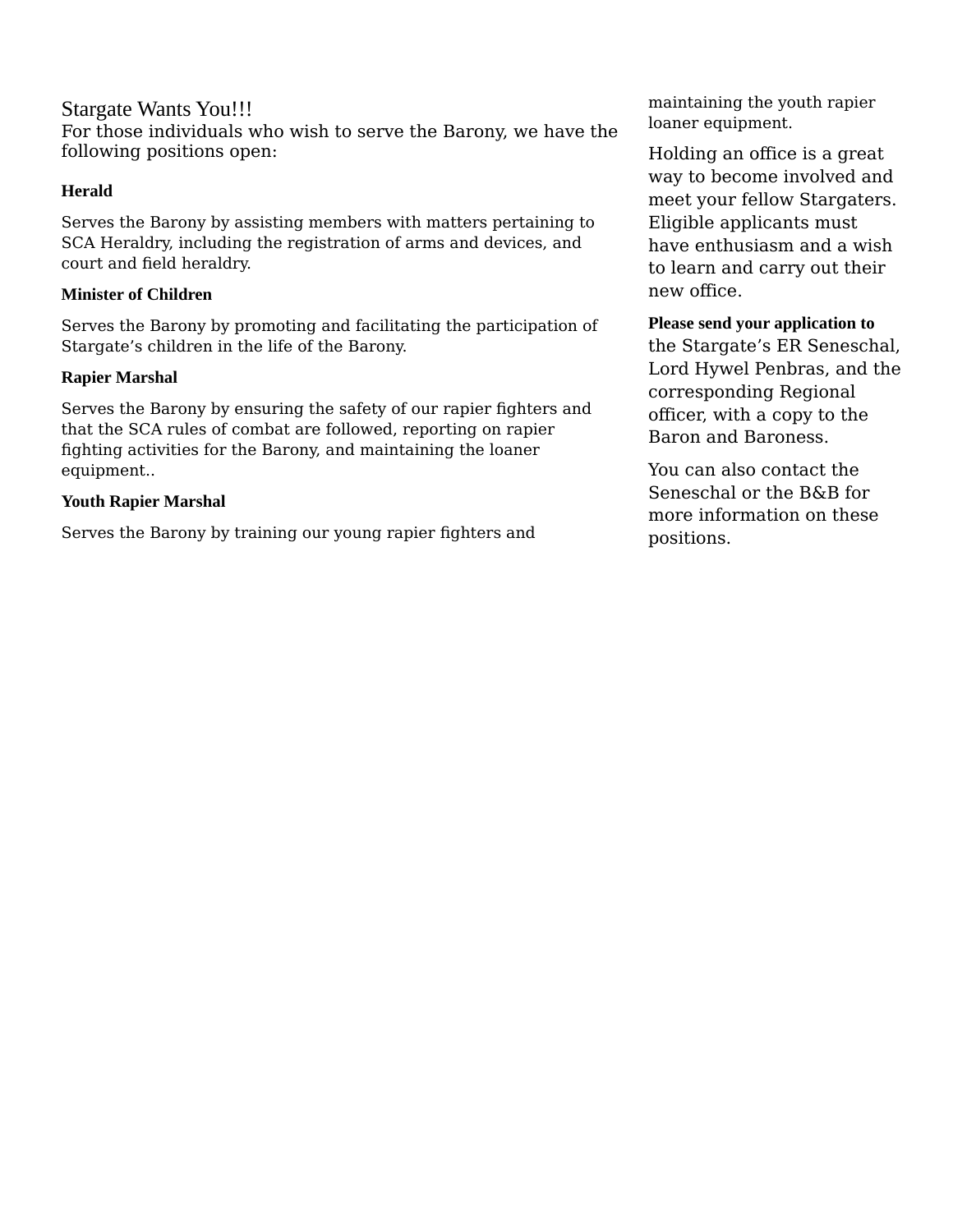# Stargate Wants You!!!

For those individuals who wish to serve the Barony, we have the following positions open:

**Herald**

Serves the Barony by assisting members with matters pertaining to SCA Heraldry, including the registration of arms and devices, and court and field heraldry.

**Minister of Children**

Serves the Barony by promoting and facilitating the participation of Stargate's children in the life of the Barony.

**Rapier Marshal**

Serves the Barony by ensuring the safety of our rapier fighters and that the SCA rules of combat are followed, reporting on rapier fighting activities for the Barony, and maintaining the loaner equipment..

**Youth Rapier Marshal**

Serves the Barony by training our young rapier fighters and maintaining the youth rapier loaner equipment.

Holding an office is a great way to become involved and meet your fellow Stargaters. Eligible applicants must have enthusiasm and a wish to learn and carry out their new office.

**Please send your application to** the Stargate's ER Seneschal, Lord Hywel Penbras, and the corresponding Regional officer, with a copy to the Baron and Baroness.

You can also contact the Seneschal or the B&B for more information on these positions.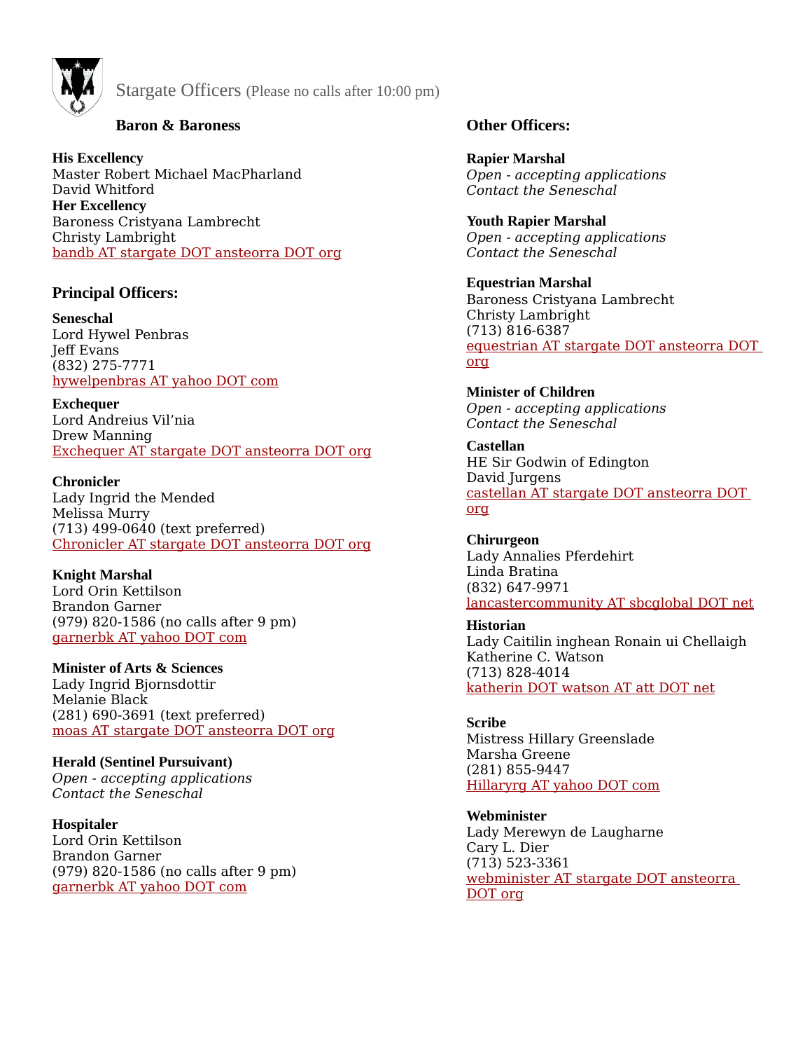# Stargate Officers (Please no calls after 10:00 pm)

## Baron & Baroness

**His Excellency**
Master Robert Michael MacPharland
David Whitford
**Her Excellency**
Baroness Cristyana Lambrecht
Christy Lambright
bandb AT stargate DOT ansteorra DOT org

## Principal Officers:

**Seneschal**
Lord Hywel Penbras
Jeff Evans
(832) 275-7771
hywelpenbras AT yahoo DOT com

**Exchequer**
Lord Andreius Vil'nia
Drew Manning
Exchequer AT stargate DOT ansteorra DOT org

**Chronicler**
Lady Ingrid the Mended
Melissa Murry
(713) 499-0640 (text preferred)
Chronicler AT stargate DOT ansteorra DOT org

**Knight Marshal**
Lord Orin Kettilson
Brandon Garner
(979) 820-1586 (no calls after 9 pm)
garnerbk AT yahoo DOT com

**Minister of Arts & Sciences**
Lady Ingrid Bjornsdottir
Melanie Black
(281) 690-3691 (text preferred)
moas AT stargate DOT ansteorra DOT org

**Herald (Sentinel Pursuivant)**
*Open - accepting applications*
*Contact the Seneschal*

**Hospitaler**
Lord Orin Kettilson
Brandon Garner
(979) 820-1586 (no calls after 9 pm)
garnerbk AT yahoo DOT com

## Other Officers:

**Rapier Marshal**
*Open - accepting applications*
*Contact the Seneschal*

**Youth Rapier Marshal**
*Open - accepting applications*
*Contact the Seneschal*

**Equestrian Marshal**
Baroness Cristyana Lambrecht
Christy Lambright
(713) 816-6387
equestrian AT stargate DOT ansteorra DOT org

**Minister of Children**
*Open - accepting applications*
*Contact the Seneschal*

**Castellan**
HE Sir Godwin of Edington
David Jurgens
castellan AT stargate DOT ansteorra DOT org

**Chirurgeon**
Lady Annalies Pferdehirt
Linda Bratina
(832) 647-9971
lancastercommunity AT sbcglobal DOT net

**Historian**
Lady Caitilin inghean Ronain ui Chellaigh
Katherine C. Watson
(713) 828-4014
katherin DOT watson AT att DOT net

**Scribe**
Mistress Hillary Greenslade
Marsha Greene
(281) 855-9447
Hillaryrg AT yahoo DOT com

**Webminister**
Lady Merewyn de Laugharne
Cary L. Dier
(713) 523-3361
webminister AT stargate DOT ansteorra DOT org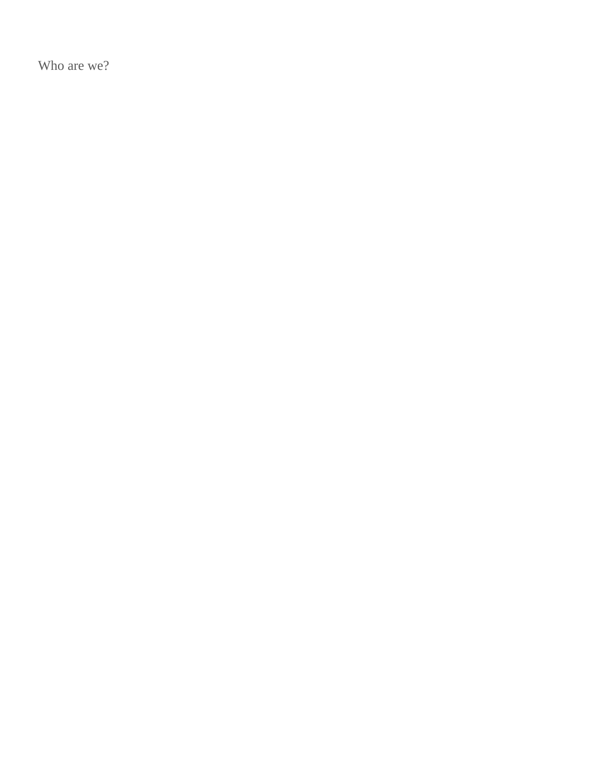Who are we?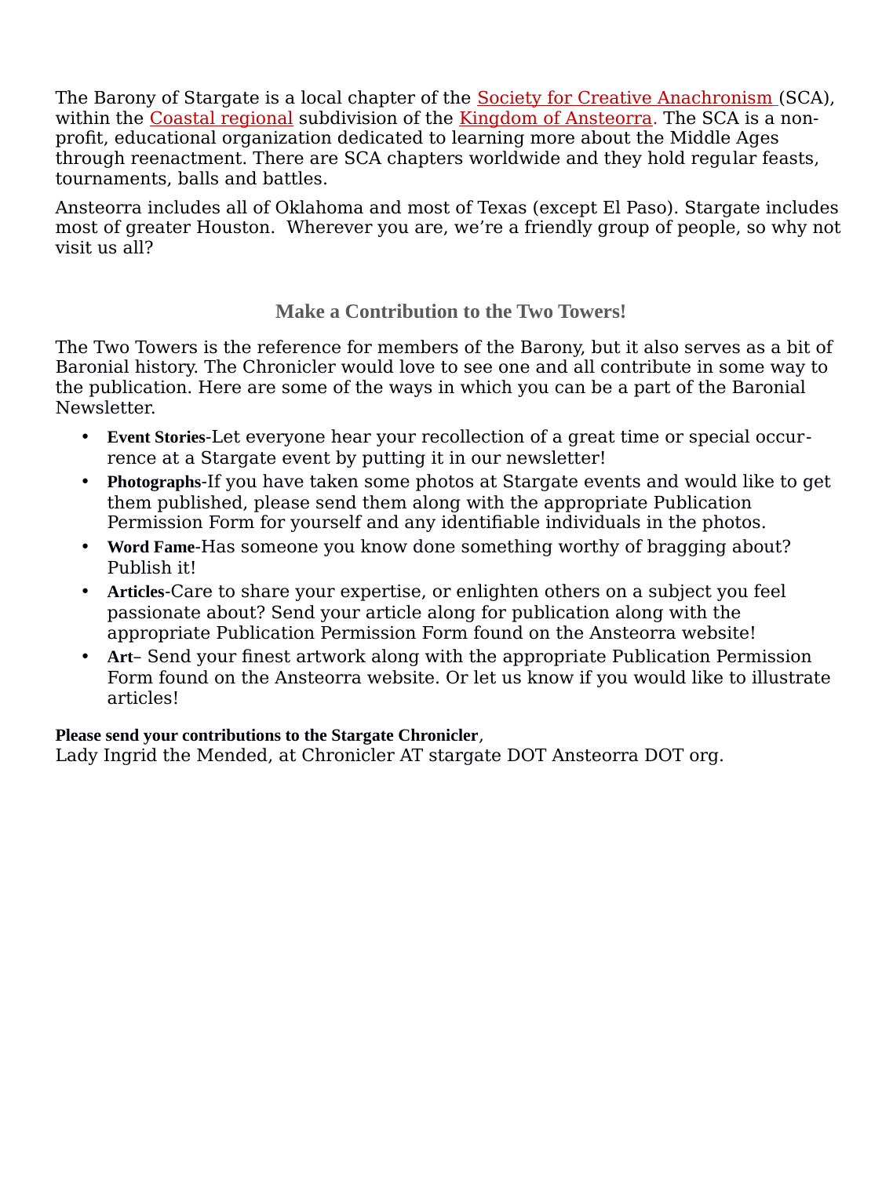The Barony of Stargate is a local chapter of the Society for Creative Anachronism (SCA), within the Coastal regional subdivision of the Kingdom of Ansteorra. The SCA is a non-profit, educational organization dedicated to learning more about the Middle Ages through reenactment. There are SCA chapters worldwide and they hold regular feasts, tournaments, balls and battles.

Ansteorra includes all of Oklahoma and most of Texas (except El Paso). Stargate includes most of greater Houston. Wherever you are, we're a friendly group of people, so why not visit us all?

## Make a Contribution to the Two Towers!

The Two Towers is the reference for members of the Barony, but it also serves as a bit of Baronial history. The Chronicler would love to see one and all contribute in some way to the publication. Here are some of the ways in which you can be a part of the Baronial Newsletter.

- **Event Stories**-Let everyone hear your recollection of a great time or special occurrence at a Stargate event by putting it in our newsletter!
- **Photographs**-If you have taken some photos at Stargate events and would like to get them published, please send them along with the appropriate Publication Permission Form for yourself and any identifiable individuals in the photos.
- **Word Fame**-Has someone you know done something worthy of bragging about? Publish it!
- **Articles**-Care to share your expertise, or enlighten others on a subject you feel passionate about? Send your article along for publication along with the appropriate Publication Permission Form found on the Ansteorra website!
- **Art**– Send your finest artwork along with the appropriate Publication Permission Form found on the Ansteorra website. Or let us know if you would like to illustrate articles!

**Please send your contributions to the Stargate Chronicler**,
Lady Ingrid the Mended, at Chronicler AT stargate DOT Ansteorra DOT org.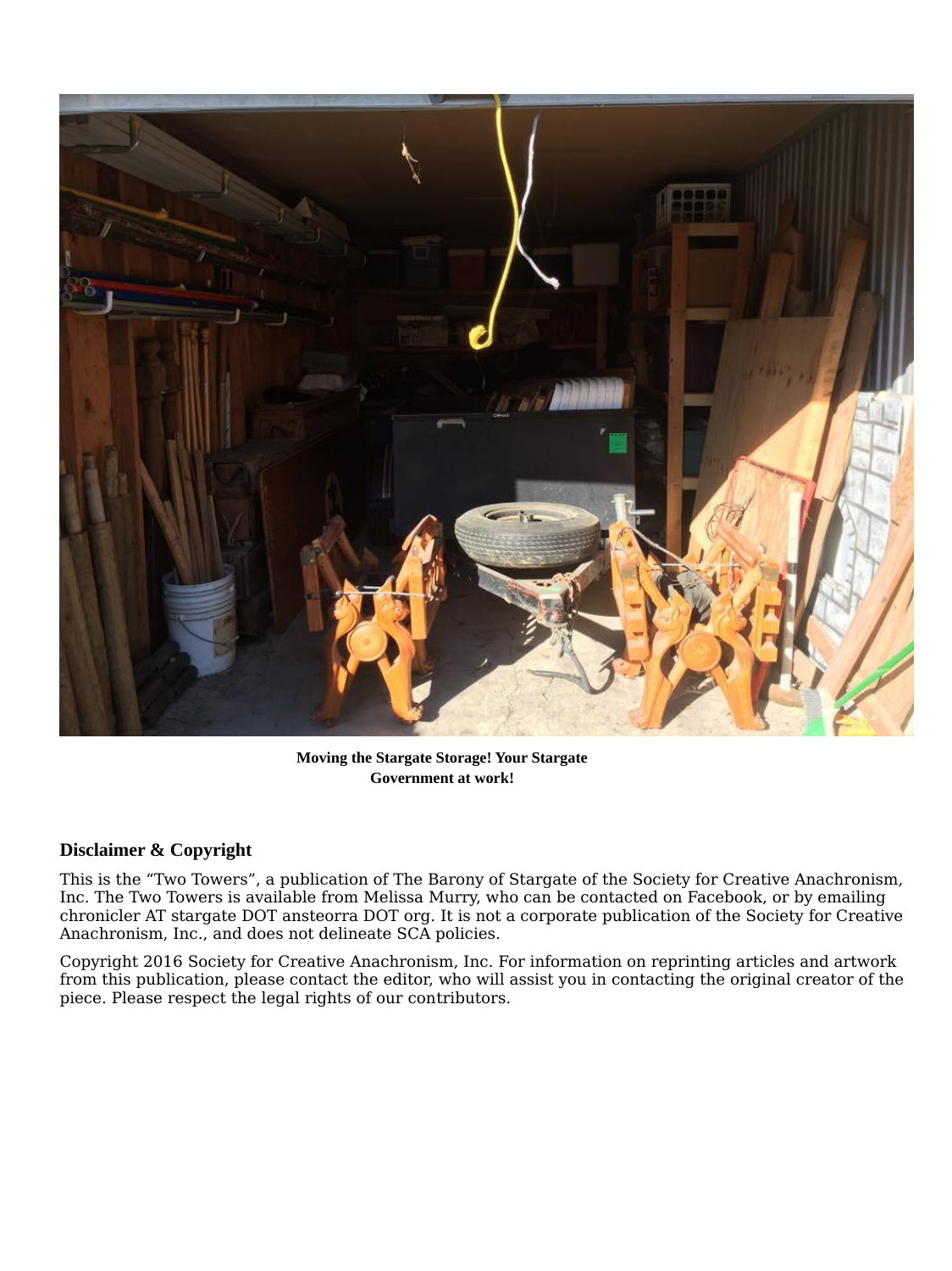**Moving the Stargate Storage! Your Stargate Government at work!**

### Disclaimer & Copyright

This is the “Two Towers”, a publication of The Barony of Stargate of the Society for Creative Anachronism, Inc. The Two Towers is available from Melissa Murry, who can be contacted on Facebook, or by emailing chronicler AT stargate DOT ansteorra DOT org. It is not a corporate publication of the Society for Creative Anachronism, Inc., and does not delineate SCA policies.

Copyright 2016 Society for Creative Anachronism, Inc. For information on reprinting articles and artwork from this publication, please contact the editor, who will assist you in contacting the original creator of the piece. Please respect the legal rights of our contributors.